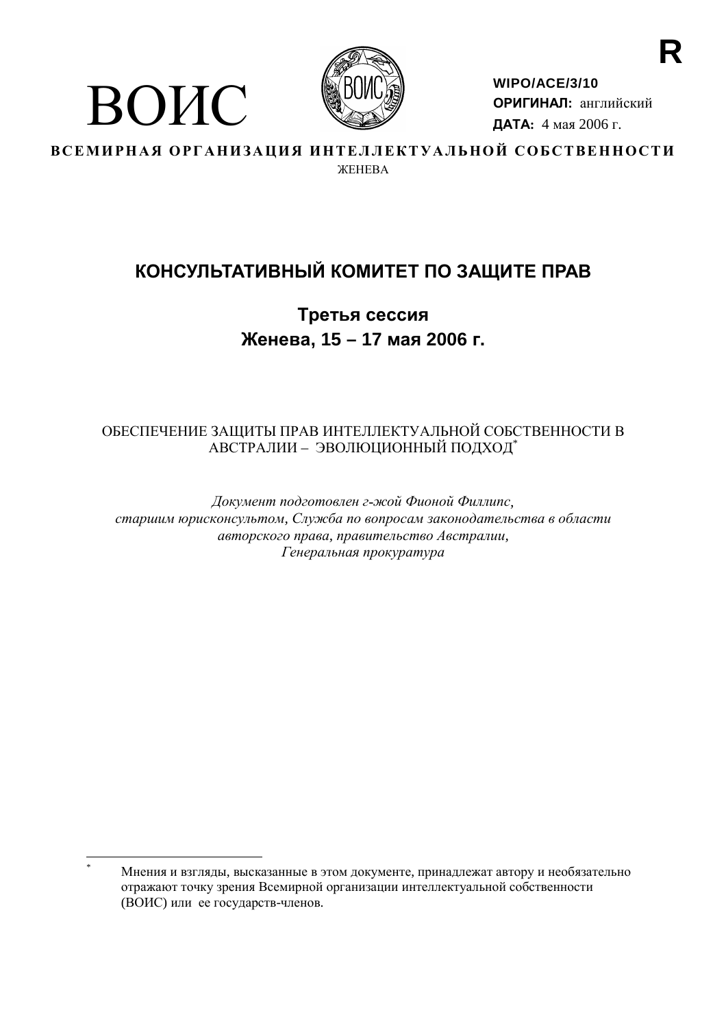R

ВОИС

WIPO/ACE/3/10
**ОРИГИНАЛ:** английский
**ДАТА:** 4 мая 2006 г.

**ВСЕМИРНАЯ ОРГАНИЗАЦИЯ ИНТЕЛЛЕКТУАЛЬНОЙ СОБСТВЕННОСТИ**
ЖЕНЕВА

# КОНСУЛЬТАТИВНЫЙ КОМИТЕТ ПО ЗАЩИТЕ ПРАВ

## Третья сессия
## Женева, 15 – 17 мая 2006 г.

ОБЕСПЕЧЕНИЕ ЗАЩИТЫ ПРАВ ИНТЕЛЛЕКТУАЛЬНОЙ СОБСТВЕННОСТИ В АВСТРАЛИИ – ЭВОЛЮЦИОННЫЙ ПОДХОД*

*Документ подготовлен г-жой Фионой Филлипс, старшим юрисконсультом, Служба по вопросам законодательства в области авторского права, правительство Австралии, Генеральная прокуратура*

---

* Мнения и взгляды, высказанные в этом документе, принадлежат автору и необязательно отражают точку зрения Всемирной организации интеллектуальной собственности (ВОИС) или ее государств-членов.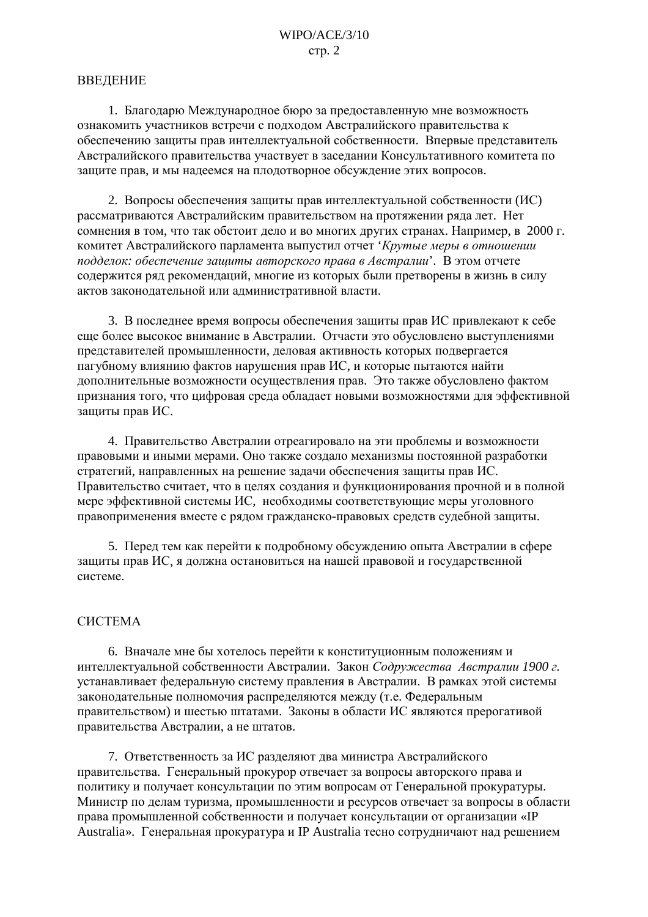## ВВЕДЕНИЕ

1. Благодарю Международное бюро за предоставленную мне возможность ознакомить участников встречи с подходом Австралийского правительства к обеспечению защиты прав интеллектуальной собственности. Впервые представитель Австралийского правительства участвует в заседании Консультативного комитета по защите прав, и мы надеемся на плодотворное обсуждение этих вопросов.

2. Вопросы обеспечения защиты прав интеллектуальной собственности (ИС) рассматриваются Австралийским правительством на протяжении ряда лет. Нет сомнения в том, что так обстоит дело и во многих других странах. Например, в 2000 г. комитет Австралийского парламента выпустил отчет '*Крутые меры в отношении подделок: обеспечение защиты авторского права в Австралии*'. В этом отчете содержится ряд рекомендаций, многие из которых были претворены в жизнь в силу актов законодательной или административной власти.

3. В последнее время вопросы обеспечения защиты прав ИС привлекают к себе еще более высокое внимание в Австралии. Отчасти это обусловлено выступлениями представителей промышленности, деловая активность которых подвергается пагубному влиянию фактов нарушения прав ИС, и которые пытаются найти дополнительные возможности осуществления прав. Это также обусловлено фактом признания того, что цифровая среда обладает новыми возможностями для эффективной защиты прав ИС.

4. Правительство Австралии отреагировало на эти проблемы и возможности правовыми и иными мерами. Оно также создало механизмы постоянной разработки стратегий, направленных на решение задачи обеспечения защиты прав ИС. Правительство считает, что в целях создания и функционирования прочной и в полной мере эффективной системы ИС, необходимы соответствующие меры уголовного правоприменения вместе с рядом гражданско-правовых средств судебной защиты.

5. Перед тем как перейти к подробному обсуждению опыта Австралии в сфере защиты прав ИС, я должна остановиться на нашей правовой и государственной системе.

## СИСТЕМА

6. Вначале мне бы хотелось перейти к конституционным положениям и интеллектуальной собственности Австралии. Закон *Содружества Австралии 1900 г.* устанавливает федеральную систему правления в Австралии. В рамках этой системы законодательные полномочия распределяются между (т.е. Федеральным правительством) и шестью штатами. Законы в области ИС являются прерогативой правительства Австралии, а не штатов.

7. Ответственность за ИС разделяют два министра Австралийского правительства. Генеральный прокурор отвечает за вопросы авторского права и политику и получает консультации по этим вопросам от Генеральной прокуратуры. Министр по делам туризма, промышленности и ресурсов отвечает за вопросы в области права промышленной собственности и получает консультации от организации «IP Australia». Генеральная прокуратура и IP Australia тесно сотрудничают над решением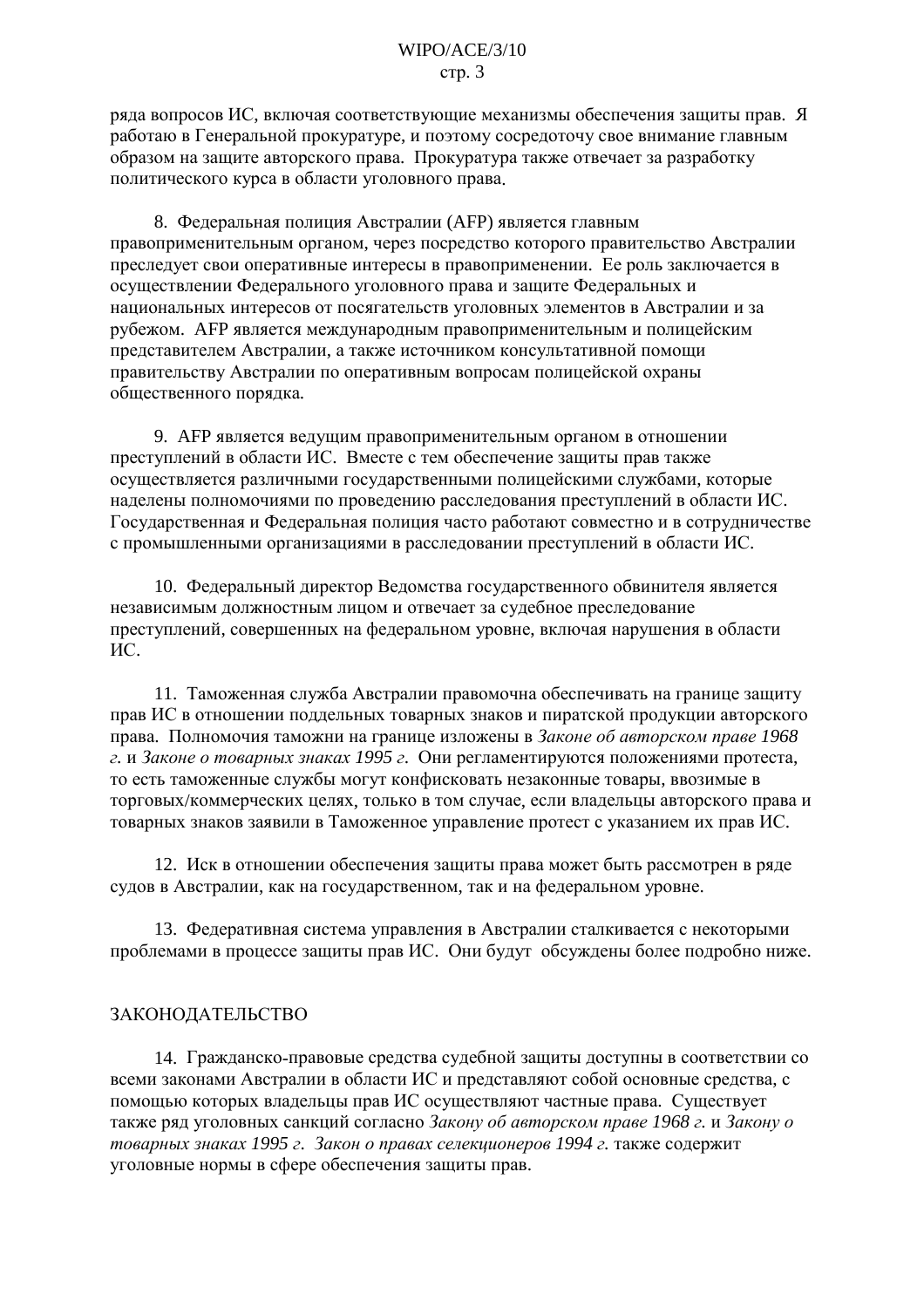ряда вопросов ИС, включая соответствующие механизмы обеспечения защиты прав. Я работаю в Генеральной прокуратуре, и поэтому сосредоточу свое внимание главным образом на защите авторского права. Прокуратура также отвечает за разработку политического курса в области уголовного права.

8. Федеральная полиция Австралии (AFP) является главным правоприменительным органом, через посредство которого правительство Австралии преследует свои оперативные интересы в правоприменении. Ее роль заключается в осуществлении Федерального уголовного права и защите Федеральных и национальных интересов от посягательств уголовных элементов в Австралии и за рубежом. AFP является международным правоприменительным и полицейским представителем Австралии, а также источником консультативной помощи правительству Австралии по оперативным вопросам полицейской охраны общественного порядка.

9. AFP является ведущим правоприменительным органом в отношении преступлений в области ИС. Вместе с тем обеспечение защиты прав также осуществляется различными государственными полицейскими службами, которые наделены полномочиями по проведению расследования преступлений в области ИС. Государственная и Федеральная полиция часто работают совместно и в сотрудничестве с промышленными организациями в расследовании преступлений в области ИС.

10. Федеральный директор Ведомства государственного обвинителя является независимым должностным лицом и отвечает за судебное преследование преступлений, совершенных на федеральном уровне, включая нарушения в области ИС.

11. Таможенная служба Австралии правомочна обеспечивать на границе защиту прав ИС в отношении поддельных товарных знаков и пиратской продукции авторского права. Полномочия таможни на границе изложены в *Законе об авторском праве 1968 г.* и *Законе о товарных знаках 1995 г.* Они регламентируются положениями протеста, то есть таможенные службы могут конфисковать незаконные товары, ввозимые в торговых/коммерческих целях, только в том случае, если владельцы авторского права и товарных знаков заявили в Таможенное управление протест с указанием их прав ИС.

12. Иск в отношении обеспечения защиты права может быть рассмотрен в ряде судов в Австралии, как на государственном, так и на федеральном уровне.

13. Федеративная система управления в Австралии сталкивается с некоторыми проблемами в процессе защиты прав ИС. Они будут обсуждены более подробно ниже.

## ЗАКОНОДАТЕЛЬСТВО

14. Гражданско-правовые средства судебной защиты доступны в соответствии со всеми законами Австралии в области ИС и представляют собой основные средства, с помощью которых владельцы прав ИС осуществляют частные права. Существует также ряд уголовных санкций согласно *Закону об авторском праве 1968 г.* и *Закону о товарных знаках 1995 г. Закон о правах селекционеров 1994 г.* также содержит уголовные нормы в сфере обеспечения защиты прав.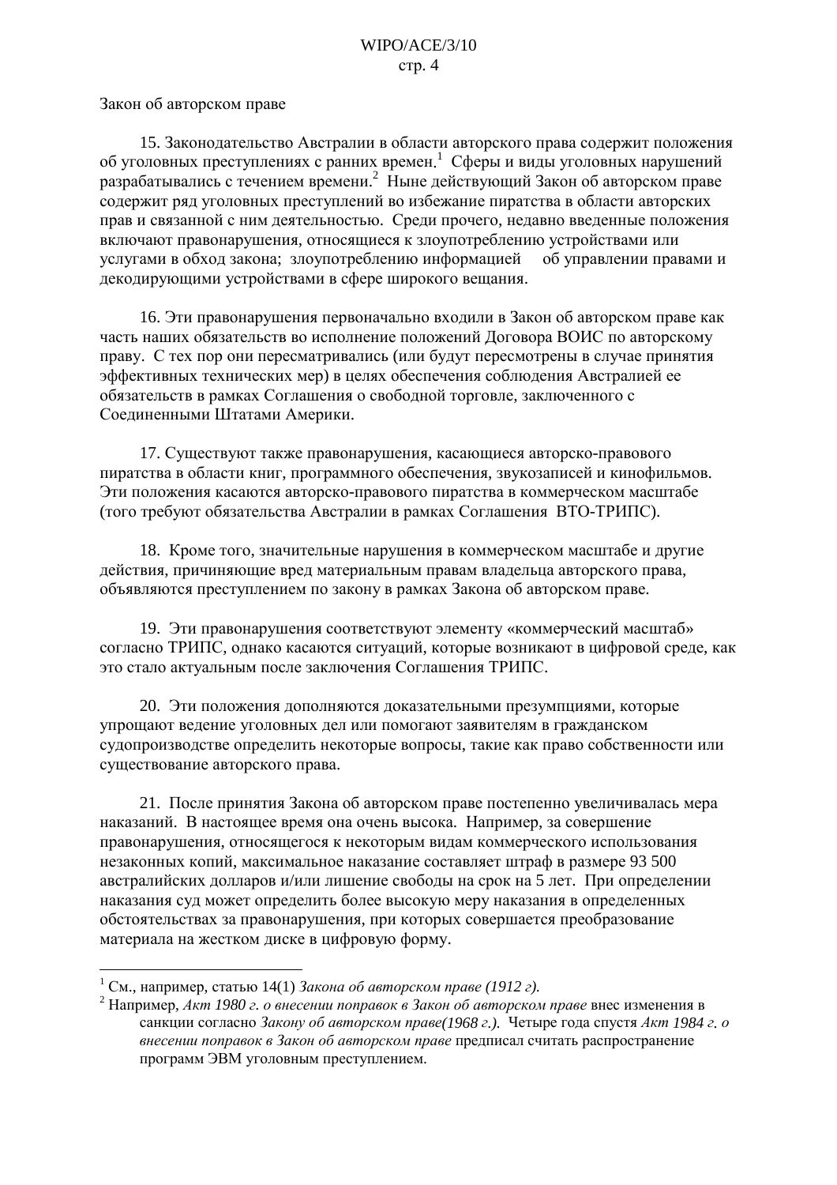Закон об авторском праве

15. Законодательство Австралии в области авторского права содержит положения об уголовных преступлениях с ранних времен.[1] Сферы и виды уголовных нарушений разрабатывались с течением времени.[2] Ныне действующий Закон об авторском праве содержит ряд уголовных преступлений во избежание пиратства в области авторских прав и связанной с ним деятельностью. Среди прочего, недавно введенные положения включают правонарушения, относящиеся к злоупотреблению устройствами или услугами в обход закона; злоупотреблению информацией об управлении правами и декодирующими устройствами в сфере широкого вещания.

16. Эти правонарушения первоначально входили в Закон об авторском праве как часть наших обязательств во исполнение положений Договора ВОИС по авторскому праву. С тех пор они пересматривались (или будут пересмотрены в случае принятия эффективных технических мер) в целях обеспечения соблюдения Австралией ее обязательств в рамках Соглашения о свободной торговле, заключенного с Соединенными Штатами Америки.

17. Существуют также правонарушения, касающиеся авторско-правового пиратства в области книг, программного обеспечения, звукозаписей и кинофильмов. Эти положения касаются авторско-правового пиратства в коммерческом масштабе (того требуют обязательства Австралии в рамках Соглашения ВТО-ТРИПС).

18. Кроме того, значительные нарушения в коммерческом масштабе и другие действия, причиняющие вред материальным правам владельца авторского права, объявляются преступлением по закону в рамках Закона об авторском праве.

19. Эти правонарушения соответствуют элементу «коммерческий масштаб» согласно ТРИПС, однако касаются ситуаций, которые возникают в цифровой среде, как это стало актуальным после заключения Соглашения ТРИПС.

20. Эти положения дополняются доказательными презумпциями, которые упрощают ведение уголовных дел или помогают заявителям в гражданском судопроизводстве определить некоторые вопросы, такие как право собственности или существование авторского права.

21. После принятия Закона об авторском праве постепенно увеличивалась мера наказаний. В настоящее время она очень высока. Например, за совершение правонарушения, относящегося к некоторым видам коммерческого использования незаконных копий, максимальное наказание составляет штраф в размере 93 500 австралийских долларов и/или лишение свободы на срок на 5 лет. При определении наказания суд может определить более высокую меру наказания в определенных обстоятельствах за правонарушения, при которых совершается преобразование материала на жестком диске в цифровую форму.

---

[1] См., например, статью 14(1) *Закона об авторском праве (1912 г).*

[2] Например, *Акт 1980 г. о внесении поправок в Закон об авторском праве* внес изменения в санкции согласно *Закону об авторском праве(1968 г.).* Четыре года спустя *Акт 1984 г. о внесении поправок в Закон об авторском праве* предписал считать распространение программ ЭВМ уголовным преступлением.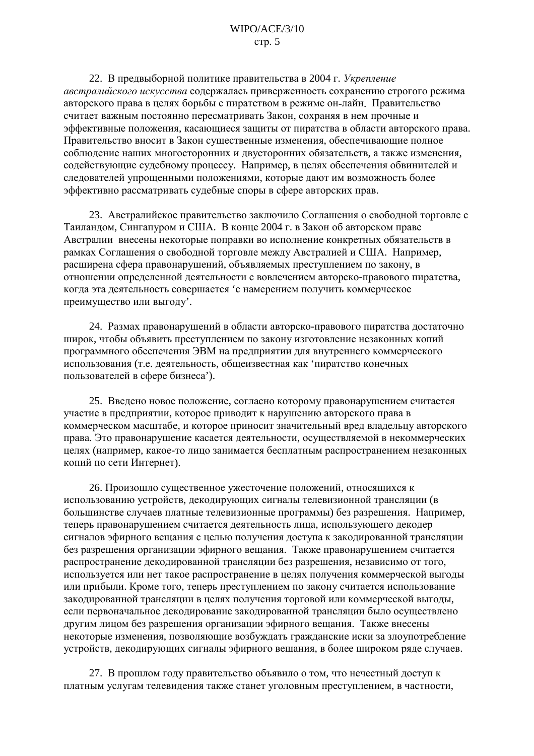22. В предвыборной политике правительства в 2004 г. *Укрепление австралийского искусства* содержалась приверженность сохранению строгого режима авторского права в целях борьбы с пиратством в режиме он-лайн. Правительство считает важным постоянно пересматривать Закон, сохраняя в нем прочные и эффективные положения, касающиеся защиты от пиратства в области авторского права. Правительство вносит в Закон существенные изменения, обеспечивающие полное соблюдение наших многосторонних и двусторонних обязательств, а также изменения, содействующие судебному процессу. Например, в целях обеспечения обвинителей и следователей упрощенными положениями, которые дают им возможность более эффективно рассматривать судебные споры в сфере авторских прав.

23. Австралийское правительство заключило Соглашения о свободной торговле с Таиландом, Сингапуром и США. В конце 2004 г. в Закон об авторском праве Австралии внесены некоторые поправки во исполнение конкретных обязательств в рамках Соглашения о свободной торговле между Австралией и США. Например, расширена сфера правонарушений, объявляемых преступлением по закону, в отношении определенной деятельности с вовлечением авторско-правового пиратства, когда эта деятельность совершается 'с намерением получить коммерческое преимущество или выгоду'.

24. Размах правонарушений в области авторско-правового пиратства достаточно широк, чтобы объявить преступлением по закону изготовление незаконных копий программного обеспечения ЭВМ на предприятии для внутреннего коммерческого использования (т.е. деятельность, общеизвестная как 'пиратство конечных пользователей в сфере бизнеса').

25. Введено новое положение, согласно которому правонарушением считается участие в предприятии, которое приводит к нарушению авторского права в коммерческом масштабе, и которое приносит значительный вред владельцу авторского права. Это правонарушение касается деятельности, осуществляемой в некоммерческих целях (например, какое-то лицо занимается бесплатным распространением незаконных копий по сети Интернет).

26. Произошло существенное ужесточение положений, относящихся к использованию устройств, декодирующих сигналы телевизионной трансляции (в большинстве случаев платные телевизионные программы) без разрешения. Например, теперь правонарушением считается деятельность лица, использующего декодер сигналов эфирного вещания с целью получения доступа к закодированной трансляции без разрешения организации эфирного вещания. Также правонарушением считается распространение декодированной трансляции без разрешения, независимо от того, используется или нет такое распространение в целях получения коммерческой выгоды или прибыли. Кроме того, теперь преступлением по закону считается использование закодированной трансляции в целях получения торговой или коммерческой выгоды, если первоначальное декодирование закодированной трансляции было осуществлено другим лицом без разрешения организации эфирного вещания. Также внесены некоторые изменения, позволяющие возбуждать гражданские иски за злоупотребление устройств, декодирующих сигналы эфирного вещания, в более широком ряде случаев.

27. В прошлом году правительство объявило о том, что нечестный доступ к платным услугам телевидения также станет уголовным преступлением, в частности,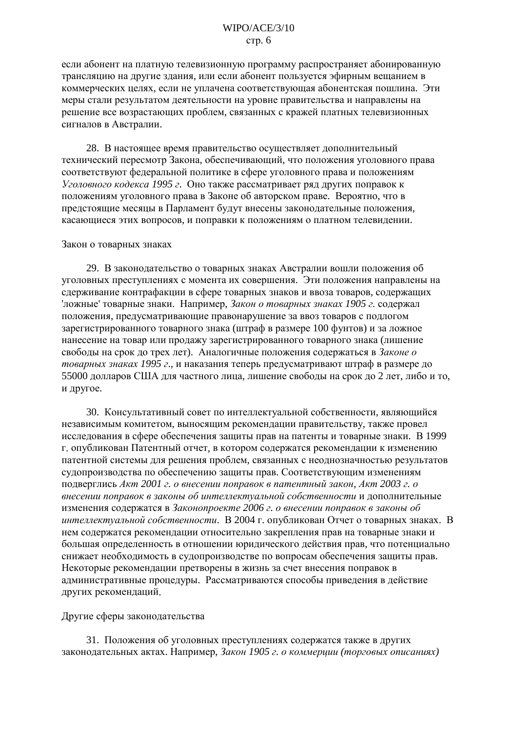если абонент на платную телевизионную программу распространяет абонированную трансляцию на другие здания, или если абонент пользуется эфирным вещанием в коммерческих целях, если не уплачена соответствующая абонентская пошлина. Эти меры стали результатом деятельности на уровне правительства и направлены на решение все возрастающих проблем, связанных с кражей платных телевизионных сигналов в Австралии.

28. В настоящее время правительство осуществляет дополнительный технический пересмотр Закона, обеспечивающий, что положения уголовного права соответствуют федеральной политике в сфере уголовного права и положениям *Уголовного кодекса 1995 г.* Оно также рассматривает ряд других поправок к положениям уголовного права в Законе об авторском праве. Вероятно, что в предстоящие месяцы в Парламент будут внесены законодательные положения, касающиеся этих вопросов, и поправки к положениям о платном телевидении.

Закон о товарных знаках

29. В законодательство о товарных знаках Австралии вошли положения об уголовных преступлениях с момента их совершения. Эти положения направлены на сдерживание контрафакции в сфере товарных знаков и ввоза товаров, содержащих 'ложные' товарные знаки. Например, *Закон о товарных знаках 1905 г.* содержал положения, предусматривающие правонарушение за ввоз товаров с подлогом зарегистрированного товарного знака (штраф в размере 100 фунтов) и за ложное нанесение на товар или продажу зарегистрированного товарного знака (лишение свободы на срок до трех лет). Аналогичные положения содержаться в *Законе о товарных знаках 1995 г.*, и наказания теперь предусматривают штраф в размере до 55000 долларов США для частного лица, лишение свободы на срок до 2 лет, либо и то, и другое.

30. Консультативный совет по интеллектуальной собственности, являющийся независимым комитетом, выносящим рекомендации правительству, также провел исследования в сфере обеспечения защиты прав на патенты и товарные знаки. В 1999 г. опубликован Патентный отчет, в котором содержатся рекомендации к изменению патентной системы для решения проблем, связанных с неоднозначностью результатов судопроизводства по обеспечению защиты прав. Соответствующим изменениям подверглись *Акт 2001 г. о внесении поправок в патентный закон*, *Акт 2003 г. о внесении поправок в законы об интеллектуальной собственности* и дополнительные изменения содержатся в *Законопроекте 2006 г. о внесении поправок в законы об интеллектуальной собственности*. В 2004 г. опубликован Отчет о товарных знаках. В нем содержатся рекомендации относительно закрепления прав на товарные знаки и большая определенность в отношении юридического действия прав, что потенциально снижает необходимость в судопроизводстве по вопросам обеспечения защиты прав. Некоторые рекомендации претворены в жизнь за счет внесения поправок в административные процедуры. Рассматриваются способы приведения в действие других рекомендаций.

Другие сферы законодательства

31. Положения об уголовных преступлениях содержатся также в других законодательных актах. Например, *Закон 1905 г. о коммерции (торговых описаниях)*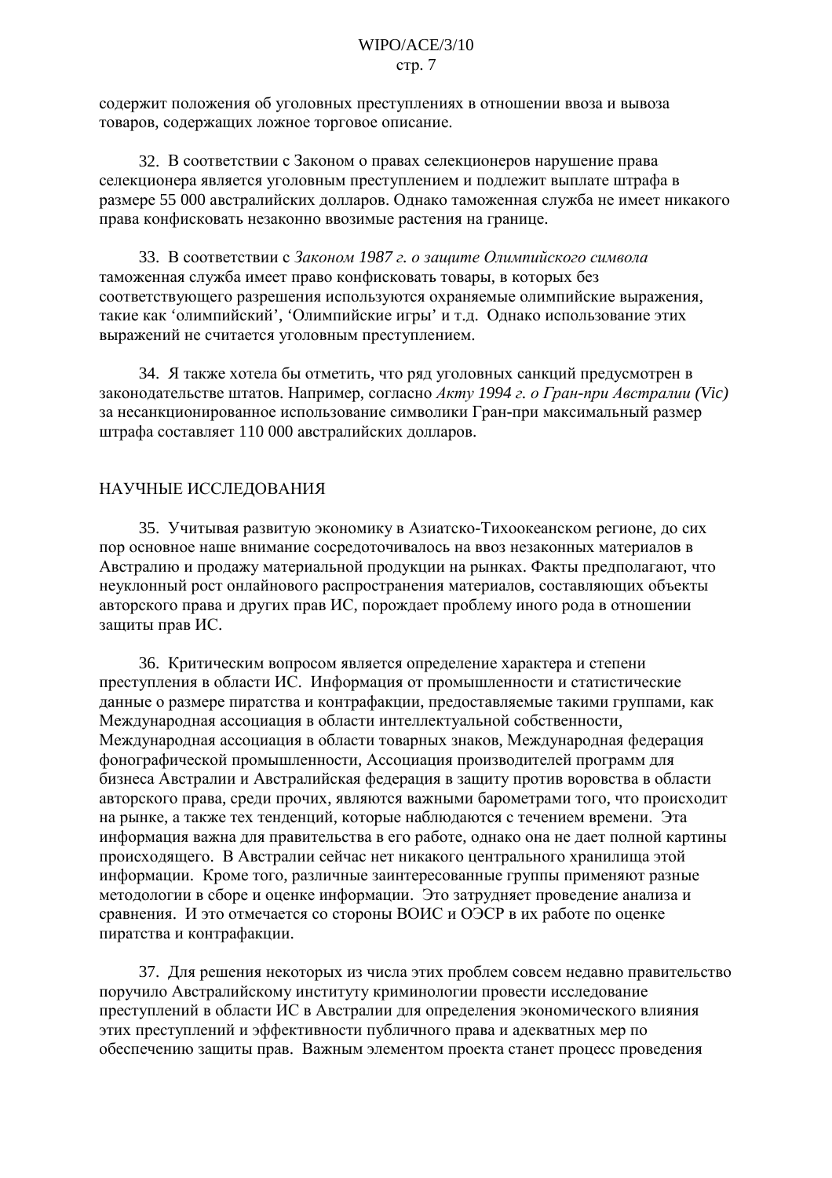содержит положения об уголовных преступлениях в отношении ввоза и вывоза товаров, содержащих ложное торговое описание.

32. В соответствии с Законом о правах селекционеров нарушение права селекционера является уголовным преступлением и подлежит выплате штрафа в размере 55 000 австралийских долларов. Однако таможенная служба не имеет никакого права конфисковать незаконно ввозимые растения на границе.

33. В соответствии с *Законом 1987 г. о защите Олимпийского символа* таможенная служба имеет право конфисковать товары, в которых без соответствующего разрешения используются охраняемые олимпийские выражения, такие как 'олимпийский', 'Олимпийские игры' и т.д. Однако использование этих выражений не считается уголовным преступлением.

34. Я также хотела бы отметить, что ряд уголовных санкций предусмотрен в законодательстве штатов. Например, согласно *Акту 1994 г. о Гран-при Австралии (Vic)* за несанкционированное использование символики Гран-при максимальный размер штрафа составляет 110 000 австралийских долларов.

## НАУЧНЫЕ ИССЛЕДОВАНИЯ

35. Учитывая развитую экономику в Азиатско-Тихоокеанском регионе, до сих пор основное наше внимание сосредоточивалось на ввоз незаконных материалов в Австралию и продажу материальной продукции на рынках. Факты предполагают, что неуклонный рост онлайнового распространения материалов, составляющих объекты авторского права и других прав ИС, порождает проблему иного рода в отношении защиты прав ИС.

36. Критическим вопросом является определение характера и степени преступления в области ИС. Информация от промышленности и статистические данные о размере пиратства и контрафакции, предоставляемые такими группами, как Международная ассоциация в области интеллектуальной собственности, Международная ассоциация в области товарных знаков, Международная федерация фонографической промышленности, Ассоциация производителей программ для бизнеса Австралии и Австралийская федерация в защиту против воровства в области авторского права, среди прочих, являются важными барометрами того, что происходит на рынке, а также тех тенденций, которые наблюдаются с течением времени. Эта информация важна для правительства в его работе, однако она не дает полной картины происходящего. В Австралии сейчас нет никакого центрального хранилища этой информации. Кроме того, различные заинтересованные группы применяют разные методологии в сборе и оценке информации. Это затрудняет проведение анализа и сравнения. И это отмечается со стороны ВОИС и ОЭСР в их работе по оценке пиратства и контрафакции.

37. Для решения некоторых из числа этих проблем совсем недавно правительство поручило Австралийскому институту криминологии провести исследование преступлений в области ИС в Австралии для определения экономического влияния этих преступлений и эффективности публичного права и адекватных мер по обеспечению защиты прав. Важным элементом проекта станет процесс проведения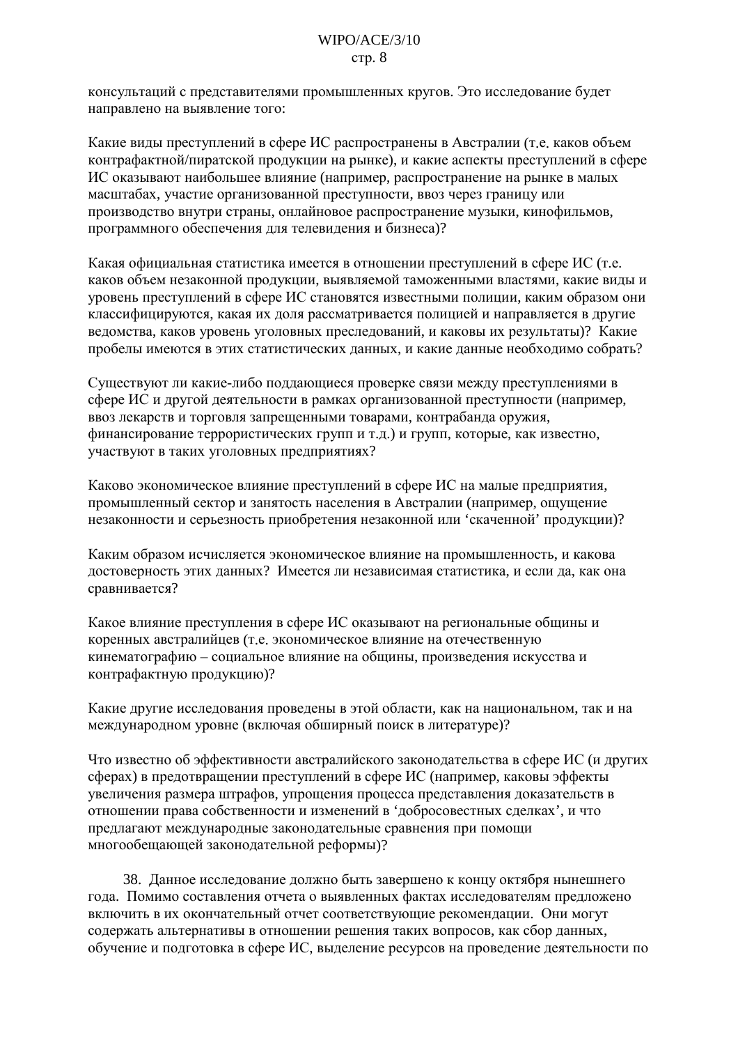консультаций с представителями промышленных кругов. Это исследование будет направлено на выявление того:

Какие виды преступлений в сфере ИС распространены в Австралии (т.е. каков объем контрафактной/пиратской продукции на рынке), и какие аспекты преступлений в сфере ИС оказывают наибольшее влияние (например, распространение на рынке в малых масштабах, участие организованной преступности, ввоз через границу или производство внутри страны, онлайновое распространение музыки, кинофильмов, программного обеспечения для телевидения и бизнеса)?

Какая официальная статистика имеется в отношении преступлений в сфере ИС (т.е. каков объем незаконной продукции, выявляемой таможенными властями, какие виды и уровень преступлений в сфере ИС становятся известными полиции, каким образом они классифицируются, какая их доля рассматривается полицией и направляется в другие ведомства, каков уровень уголовных преследований, и каковы их результаты)? Какие пробелы имеются в этих статистических данных, и какие данные необходимо собрать?

Существуют ли какие-либо поддающиеся проверке связи между преступлениями в сфере ИС и другой деятельности в рамках организованной преступности (например, ввоз лекарств и торговля запрещенными товарами, контрабанда оружия, финансирование террористических групп и т.д.) и групп, которые, как известно, участвуют в таких уголовных предприятиях?

Каково экономическое влияние преступлений в сфере ИС на малые предприятия, промышленный сектор и занятость населения в Австралии (например, ощущение незаконности и серьезность приобретения незаконной или 'скаченной' продукции)?

Каким образом исчисляется экономическое влияние на промышленность, и какова достоверность этих данных? Имеется ли независимая статистика, и если да, как она сравнивается?

Какое влияние преступления в сфере ИС оказывают на региональные общины и коренных австралийцев (т.е. экономическое влияние на отечественную кинематографию – социальное влияние на общины, произведения искусства и контрафактную продукцию)?

Какие другие исследования проведены в этой области, как на национальном, так и на международном уровне (включая обширный поиск в литературе)?

Что известно об эффективности австралийского законодательства в сфере ИС (и других сферах) в предотвращении преступлений в сфере ИС (например, каковы эффекты увеличения размера штрафов, упрощения процесса представления доказательств в отношении права собственности и изменений в 'добросовестных сделках', и что предлагают международные законодательные сравнения при помощи многообещающей законодательной реформы)?

38. Данное исследование должно быть завершено к концу октября нынешнего года. Помимо составления отчета о выявленных фактах исследователям предложено включить в их окончательный отчет соответствующие рекомендации. Они могут содержать альтернативы в отношении решения таких вопросов, как сбор данных, обучение и подготовка в сфере ИС, выделение ресурсов на проведение деятельности по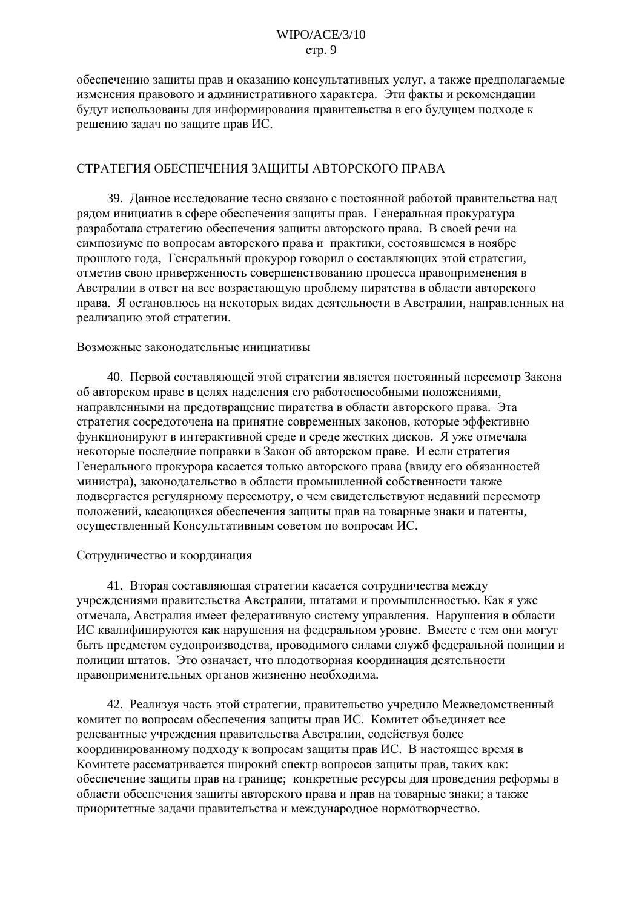обеспечению защиты прав и оказанию консультативных услуг, а также предполагаемые изменения правового и административного характера. Эти факты и рекомендации будут использованы для информирования правительства в его будущем подходе к решению задач по защите прав ИС.

## СТРАТЕГИЯ ОБЕСПЕЧЕНИЯ ЗАЩИТЫ АВТОРСКОГО ПРАВА

39. Данное исследование тесно связано с постоянной работой правительства над рядом инициатив в сфере обеспечения защиты прав. Генеральная прокуратура разработала стратегию обеспечения защиты авторского права. В своей речи на симпозиуме по вопросам авторского права и практики, состоявшемся в ноябре прошлого года, Генеральный прокурор говорил о составляющих этой стратегии, отметив свою приверженность совершенствованию процесса правоприменения в Австралии в ответ на все возрастающую проблему пиратства в области авторского права. Я остановлюсь на некоторых видах деятельности в Австралии, направленных на реализацию этой стратегии.

### Возможные законодательные инициативы

40. Первой составляющей этой стратегии является постоянный пересмотр Закона об авторском праве в целях наделения его работоспособными положениями, направленными на предотвращение пиратства в области авторского права. Эта стратегия сосредоточена на принятие современных законов, которые эффективно функционируют в интерактивной среде и среде жестких дисков. Я уже отмечала некоторые последние поправки в Закон об авторском праве. И если стратегия Генерального прокурора касается только авторского права (ввиду его обязанностей министра), законодательство в области промышленной собственности также подвергается регулярному пересмотру, о чем свидетельствуют недавний пересмотр положений, касающихся обеспечения защиты прав на товарные знаки и патенты, осуществленный Консультативным советом по вопросам ИС.

### Сотрудничество и координация

41. Вторая составляющая стратегии касается сотрудничества между учреждениями правительства Австралии, штатами и промышленностью. Как я уже отмечала, Австралия имеет федеративную систему управления. Нарушения в области ИС квалифицируются как нарушения на федеральном уровне. Вместе с тем они могут быть предметом судопроизводства, проводимого силами служб федеральной полиции и полиции штатов. Это означает, что плодотворная координация деятельности правоприменительных органов жизненно необходима.

42. Реализуя часть этой стратегии, правительство учредило Межведомственный комитет по вопросам обеспечения защиты прав ИС. Комитет объединяет все релевантные учреждения правительства Австралии, содействуя более координированному подходу к вопросам защиты прав ИС. В настоящее время в Комитете рассматривается широкий спектр вопросов защиты прав, таких как: обеспечение защиты прав на границе; конкретные ресурсы для проведения реформы в области обеспечения защиты авторского права и прав на товарные знаки; а также приоритетные задачи правительства и международное нормотворчество.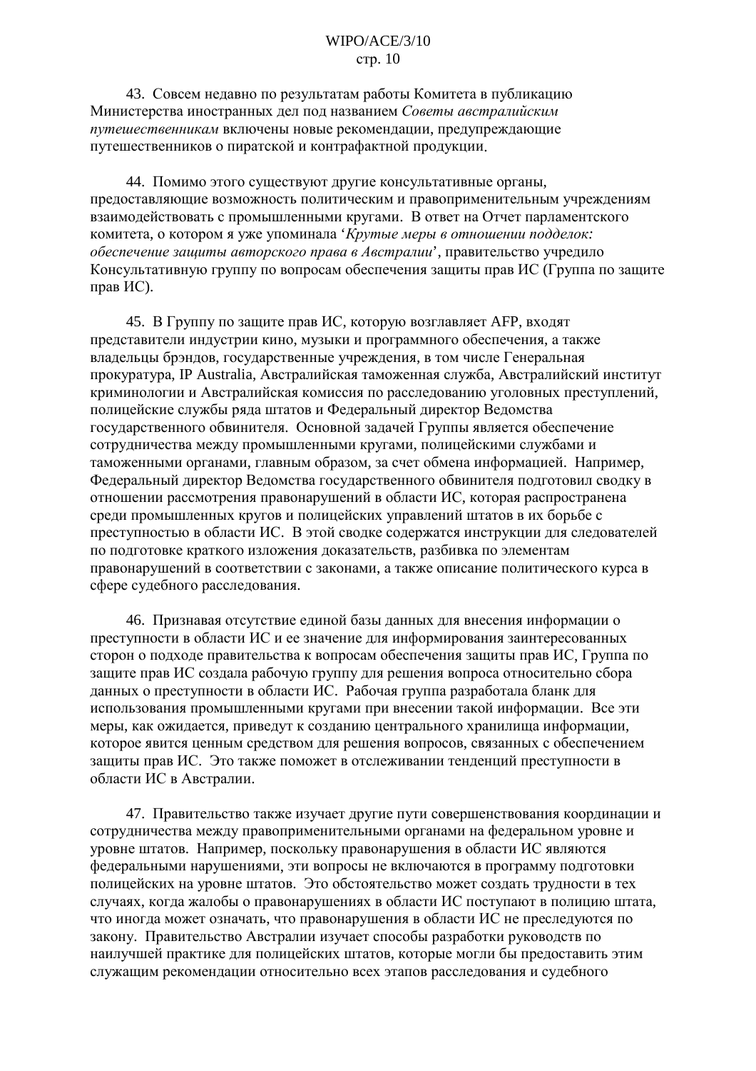43. Совсем недавно по результатам работы Комитета в публикацию Министерства иностранных дел под названием *Советы австралийским путешественникам* включены новые рекомендации, предупреждающие путешественников о пиратской и контрафактной продукции.

44. Помимо этого существуют другие консультативные органы, предоставляющие возможность политическим и правоприменительным учреждениям взаимодействовать с промышленными кругами. В ответ на Отчет парламентского комитета, о котором я уже упоминала '*Крутые меры в отношении подделок: обеспечение защиты авторского права в Австралии*', правительство учредило Консультативную группу по вопросам обеспечения защиты прав ИС (Группа по защите прав ИС).

45. В Группу по защите прав ИС, которую возглавляет AFP, входят представители индустрии кино, музыки и программного обеспечения, а также владельцы брэндов, государственные учреждения, в том числе Генеральная прокуратура, IP Australia, Австралийская таможенная служба, Австралийский институт криминологии и Австралийская комиссия по расследованию уголовных преступлений, полицейские службы ряда штатов и Федеральный директор Ведомства государственного обвинителя. Основной задачей Группы является обеспечение сотрудничества между промышленными кругами, полицейскими службами и таможенными органами, главным образом, за счет обмена информацией. Например, Федеральный директор Ведомства государственного обвинителя подготовил сводку в отношении рассмотрения правонарушений в области ИС, которая распространена среди промышленных кругов и полицейских управлений штатов в их борьбе с преступностью в области ИС. В этой сводке содержатся инструкции для следователей по подготовке краткого изложения доказательств, разбивка по элементам правонарушений в соответствии с законами, а также описание политического курса в сфере судебного расследования.

46. Признавая отсутствие единой базы данных для внесения информации о преступности в области ИС и ее значение для информирования заинтересованных сторон о подходе правительства к вопросам обеспечения защиты прав ИС, Группа по защите прав ИС создала рабочую группу для решения вопроса относительно сбора данных о преступности в области ИС. Рабочая группа разработала бланк для использования промышленными кругами при внесении такой информации. Все эти меры, как ожидается, приведут к созданию центрального хранилища информации, которое явится ценным средством для решения вопросов, связанных с обеспечением защиты прав ИС. Это также поможет в отслеживании тенденций преступности в области ИС в Австралии.

47. Правительство также изучает другие пути совершенствования координации и сотрудничества между правоприменительными органами на федеральном уровне и уровне штатов. Например, поскольку правонарушения в области ИС являются федеральными нарушениями, эти вопросы не включаются в программу подготовки полицейских на уровне штатов. Это обстоятельство может создать трудности в тех случаях, когда жалобы о правонарушениях в области ИС поступают в полицию штата, что иногда может означать, что правонарушения в области ИС не преследуются по закону. Правительство Австралии изучает способы разработки руководств по наилучшей практике для полицейских штатов, которые могли бы предоставить этим служащим рекомендации относительно всех этапов расследования и судебного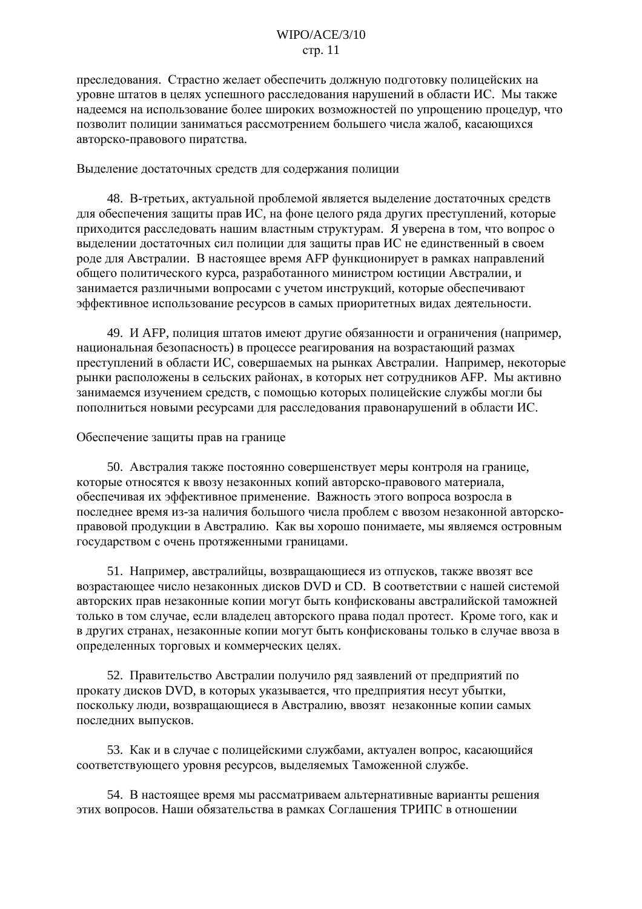преследования. Страстно желает обеспечить должную подготовку полицейских на уровне штатов в целях успешного расследования нарушений в области ИС. Мы также надеемся на использование более широких возможностей по упрощению процедур, что позволит полиции заниматься рассмотрением большего числа жалоб, касающихся авторско-правового пиратства.

Выделение достаточных средств для содержания полиции

48. В-третьих, актуальной проблемой является выделение достаточных средств для обеспечения защиты прав ИС, на фоне целого ряда других преступлений, которые приходится расследовать нашим властным структурам. Я уверена в том, что вопрос о выделении достаточных сил полиции для защиты прав ИС не единственный в своем роде для Австралии. В настоящее время AFP функционирует в рамках направлений общего политического курса, разработанного министром юстиции Австралии, и занимается различными вопросами с учетом инструкций, которые обеспечивают эффективное использование ресурсов в самых приоритетных видах деятельности.

49. И AFP, полиция штатов имеют другие обязанности и ограничения (например, национальная безопасность) в процессе реагирования на возрастающий размах преступлений в области ИС, совершаемых на рынках Австралии. Например, некоторые рынки расположены в сельских районах, в которых нет сотрудников AFP. Мы активно занимаемся изучением средств, с помощью которых полицейские службы могли бы пополниться новыми ресурсами для расследования правонарушений в области ИС.

Обеспечение защиты прав на границе

50. Австралия также постоянно совершенствует меры контроля на границе, которые относятся к ввозу незаконных копий авторско-правового материала, обеспечивая их эффективное применение. Важность этого вопроса возросла в последнее время из-за наличия большого числа проблем с ввозом незаконной авторско-правовой продукции в Австралию. Как вы хорошо понимаете, мы являемся островным государством с очень протяженными границами.

51. Например, австралийцы, возвращающиеся из отпусков, также ввозят все возрастающее число незаконных дисков DVD и CD. В соответствии с нашей системой авторских прав незаконные копии могут быть конфискованы австралийской таможней только в том случае, если владелец авторского права подал протест. Кроме того, как и в других странах, незаконные копии могут быть конфискованы только в случае ввоза в определенных торговых и коммерческих целях.

52. Правительство Австралии получило ряд заявлений от предприятий по прокату дисков DVD, в которых указывается, что предприятия несут убытки, поскольку люди, возвращающиеся в Австралию, ввозят незаконные копии самых последних выпусков.

53. Как и в случае с полицейскими службами, актуален вопрос, касающийся соответствующего уровня ресурсов, выделяемых Таможенной службе.

54. В настоящее время мы рассматриваем альтернативные варианты решения этих вопросов. Наши обязательства в рамках Соглашения ТРИПС в отношении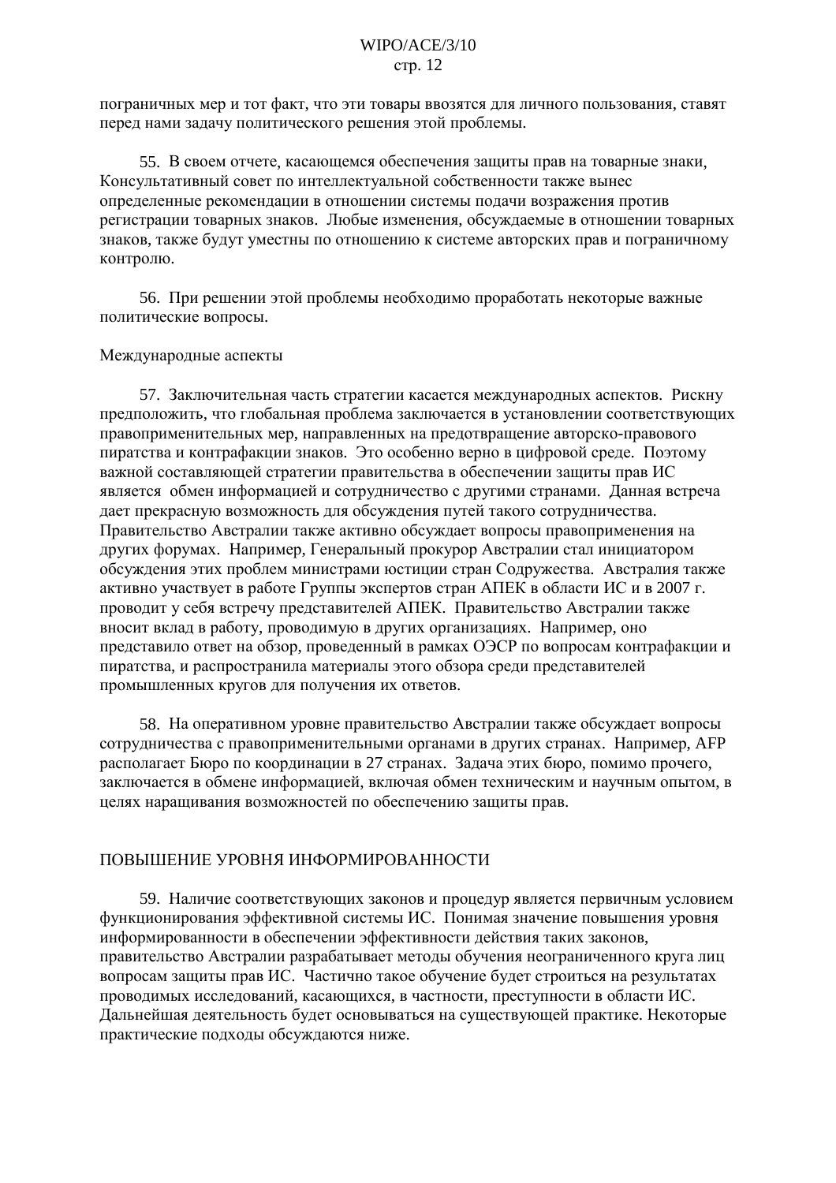пограничных мер и тот факт, что эти товары ввозятся для личного пользования, ставят перед нами задачу политического решения этой проблемы.

55. В своем отчете, касающемся обеспечения защиты прав на товарные знаки, Консультативный совет по интеллектуальной собственности также вынес определенные рекомендации в отношении системы подачи возражения против регистрации товарных знаков. Любые изменения, обсуждаемые в отношении товарных знаков, также будут уместны по отношению к системе авторских прав и пограничному контролю.

56. При решении этой проблемы необходимо проработать некоторые важные политические вопросы.

### Международные аспекты

57. Заключительная часть стратегии касается международных аспектов. Рискну предположить, что глобальная проблема заключается в установлении соответствующих правоприменительных мер, направленных на предотвращение авторско-правового пиратства и контрафакции знаков. Это особенно верно в цифровой среде. Поэтому важной составляющей стратегии правительства в обеспечении защиты прав ИС является обмен информацией и сотрудничество с другими странами. Данная встреча дает прекрасную возможность для обсуждения путей такого сотрудничества. Правительство Австралии также активно обсуждает вопросы правоприменения на других форумах. Например, Генеральный прокурор Австралии стал инициатором обсуждения этих проблем министрами юстиции стран Содружества. Австралия также активно участвует в работе Группы экспертов стран АПЕК в области ИС и в 2007 г. проводит у себя встречу представителей АПЕК. Правительство Австралии также вносит вклад в работу, проводимую в других организациях. Например, оно представило ответ на обзор, проведенный в рамках ОЭСР по вопросам контрафакции и пиратства, и распространила материалы этого обзора среди представителей промышленных кругов для получения их ответов.

58. На оперативном уровне правительство Австралии также обсуждает вопросы сотрудничества с правоприменительными органами в других странах. Например, AFP располагает Бюро по координации в 27 странах. Задача этих бюро, помимо прочего, заключается в обмене информацией, включая обмен техническим и научным опытом, в целях наращивания возможностей по обеспечению защиты прав.

## ПОВЫШЕНИЕ УРОВНЯ ИНФОРМИРОВАННОСТИ

59. Наличие соответствующих законов и процедур является первичным условием функционирования эффективной системы ИС. Понимая значение повышения уровня информированности в обеспечении эффективности действия таких законов, правительство Австралии разрабатывает методы обучения неограниченного круга лиц вопросам защиты прав ИС. Частично такое обучение будет строиться на результатах проводимых исследований, касающихся, в частности, преступности в области ИС. Дальнейшая деятельность будет основываться на существующей практике. Некоторые практические подходы обсуждаются ниже.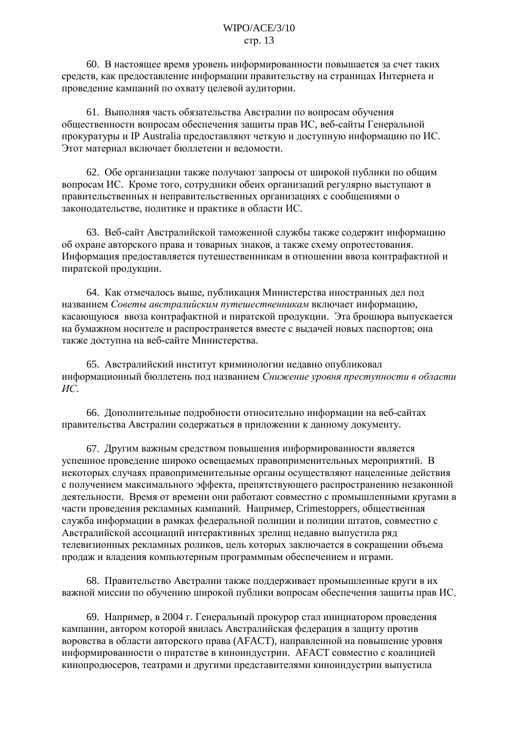60. В настоящее время уровень информированности повышается за счет таких средств, как предоставление информации правительству на страницах Интернета и проведение кампаний по охвату целевой аудитории.

61. Выполняя часть обязательства Австралии по вопросам обучения общественности вопросам обеспечения защиты прав ИС, веб-сайты Генеральной прокуратуры и IP Australia предоставляют четкую и доступную информацию по ИС. Этот материал включает бюллетени и ведомости.

62. Обе организации также получают запросы от широкой публики по общим вопросам ИС. Кроме того, сотрудники обеих организаций регулярно выступают в правительственных и неправительственных организациях с сообщениями о законодательстве, политике и практике в области ИС.

63. Веб-сайт Австралийской таможенной службы также содержит информацию об охране авторского права и товарных знаков, а также схему опротестования. Информация предоставляется путешественникам в отношении ввоза контрафактной и пиратской продукции.

64. Как отмечалось выше, публикация Министерства иностранных дел под названием *Советы австралийским путешественникам* включает информацию, касающуюся ввоза контрафактной и пиратской продукции. Эта брошюра выпускается на бумажном носителе и распространяется вместе с выдачей новых паспортов; она также доступна на веб-сайте Министерства.

65. Австралийский институт криминологии недавно опубликовал информационный бюллетень под названием *Снижение уровня преступности в области ИС*.

66. Дополнительные подробности относительно информации на веб-сайтах правительства Австралии содержаться в приложении к данному документу.

67. Другим важным средством повышения информированности является успешное проведение широко освещаемых правоприменительных мероприятий. В некоторых случаях правоприменительные органы осуществляют нацеленные действия с получением максимального эффекта, препятствующего распространению незаконной деятельности. Время от времени они работают совместно с промышленными кругами в части проведения рекламных кампаний. Например, Crimestoppers, общественная служба информации в рамках федеральной полиции и полиции штатов, совместно с Австралийской ассоциаций интерактивных зрелищ недавно выпустила ряд телевизионных рекламных роликов, цель которых заключается в сокращении объема продаж и владения компьютерным программным обеспечением и играми.

68. Правительство Австралии также поддерживает промышленные круги в их важной миссии по обучению широкой публики вопросам обеспечения защиты прав ИС.

69. Например, в 2004 г. Генеральный прокурор стал инициатором проведения кампании, автором которой явилась Австралийская федерация в защиту против воровства в области авторского права (AFACT), направленной на повышение уровня информированности о пиратстве в киноиндустрии. AFACT совместно с коалицией кинопродюсеров, театрами и другими представителями киноиндустрии выпустила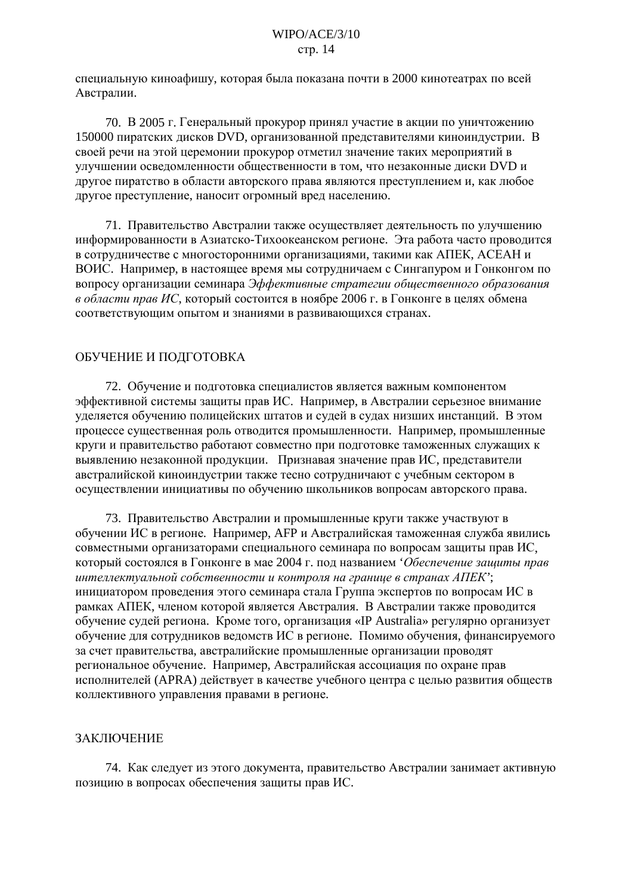специальную киноафишу, которая была показана почти в 2000 кинотеатрах по всей Австралии.

70. В 2005 г. Генеральный прокурор принял участие в акции по уничтожению 150000 пиратских дисков DVD, организованной представителями киноиндустрии. В своей речи на этой церемонии прокурор отметил значение таких мероприятий в улучшении осведомленности общественности в том, что незаконные диски DVD и другое пиратство в области авторского права являются преступлением и, как любое другое преступление, наносит огромный вред населению.

71. Правительство Австралии также осуществляет деятельность по улучшению информированности в Азиатско-Тихоокеанском регионе. Эта работа часто проводится в сотрудничестве с многосторонними организациями, такими как АПЕК, АСЕАН и ВОИС. Например, в настоящее время мы сотрудничаем с Сингапуром и Гонконгом по вопросу организации семинара *Эффективные стратегии общественного образования в области прав ИС*, который состоится в ноябре 2006 г. в Гонконге в целях обмена соответствующим опытом и знаниями в развивающихся странах.

## ОБУЧЕНИЕ И ПОДГОТОВКА

72. Обучение и подготовка специалистов является важным компонентом эффективной системы защиты прав ИС. Например, в Австралии серьезное внимание уделяется обучению полицейских штатов и судей в судах низших инстанций. В этом процессе существенная роль отводится промышленности. Например, промышленные круги и правительство работают совместно при подготовке таможенных служащих к выявлению незаконной продукции. Признавая значение прав ИС, представители австралийской киноиндустрии также тесно сотрудничают с учебным сектором в осуществлении инициативы по обучению школьников вопросам авторского права.

73. Правительство Австралии и промышленные круги также участвуют в обучении ИС в регионе. Например, AFP и Австралийская таможенная служба явились совместными организаторами специального семинара по вопросам защиты прав ИС, который состоялся в Гонконге в мае 2004 г. под названием '*Обеспечение защиты прав интеллектуальной собственности и контроля на границе в странах АПЕК*'; инициатором проведения этого семинара стала Группа экспертов по вопросам ИС в рамках АПЕК, членом которой является Австралия. В Австралии также проводится обучение судей региона. Кроме того, организация «IP Australia» регулярно организует обучение для сотрудников ведомств ИС в регионе. Помимо обучения, финансируемого за счет правительства, австралийские промышленные организации проводят региональное обучение. Например, Австралийская ассоциация по охране прав исполнителей (APRA) действует в качестве учебного центра с целью развития обществ коллективного управления правами в регионе.

## ЗАКЛЮЧЕНИЕ

74. Как следует из этого документа, правительство Австралии занимает активную позицию в вопросах обеспечения защиты прав ИС.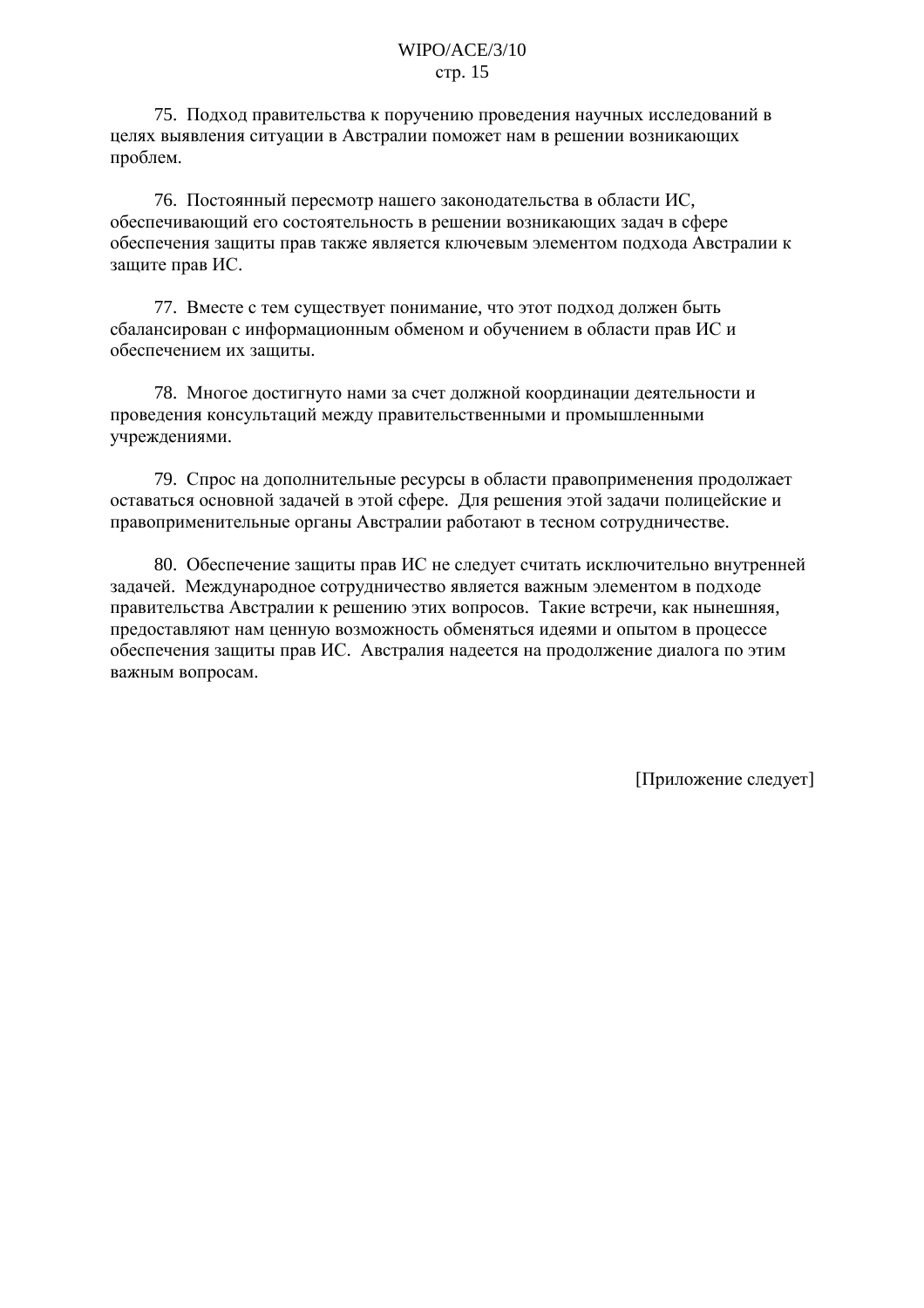75. Подход правительства к поручению проведения научных исследований в целях выявления ситуации в Австралии поможет нам в решении возникающих проблем.

76. Постоянный пересмотр нашего законодательства в области ИС, обеспечивающий его состоятельность в решении возникающих задач в сфере обеспечения защиты прав также является ключевым элементом подхода Австралии к защите прав ИС.

77. Вместе с тем существует понимание, что этот подход должен быть сбалансирован с информационным обменом и обучением в области прав ИС и обеспечением их защиты.

78. Многое достигнуто нами за счет должной координации деятельности и проведения консультаций между правительственными и промышленными учреждениями.

79. Спрос на дополнительные ресурсы в области правоприменения продолжает оставаться основной задачей в этой сфере. Для решения этой задачи полицейские и правоприменительные органы Австралии работают в тесном сотрудничестве.

80. Обеспечение защиты прав ИС не следует считать исключительно внутренней задачей. Международное сотрудничество является важным элементом в подходе правительства Австралии к решению этих вопросов. Такие встречи, как нынешняя, предоставляют нам ценную возможность обменяться идеями и опытом в процессе обеспечения защиты прав ИС. Австралия надеется на продолжение диалога по этим важным вопросам.

[Приложение следует]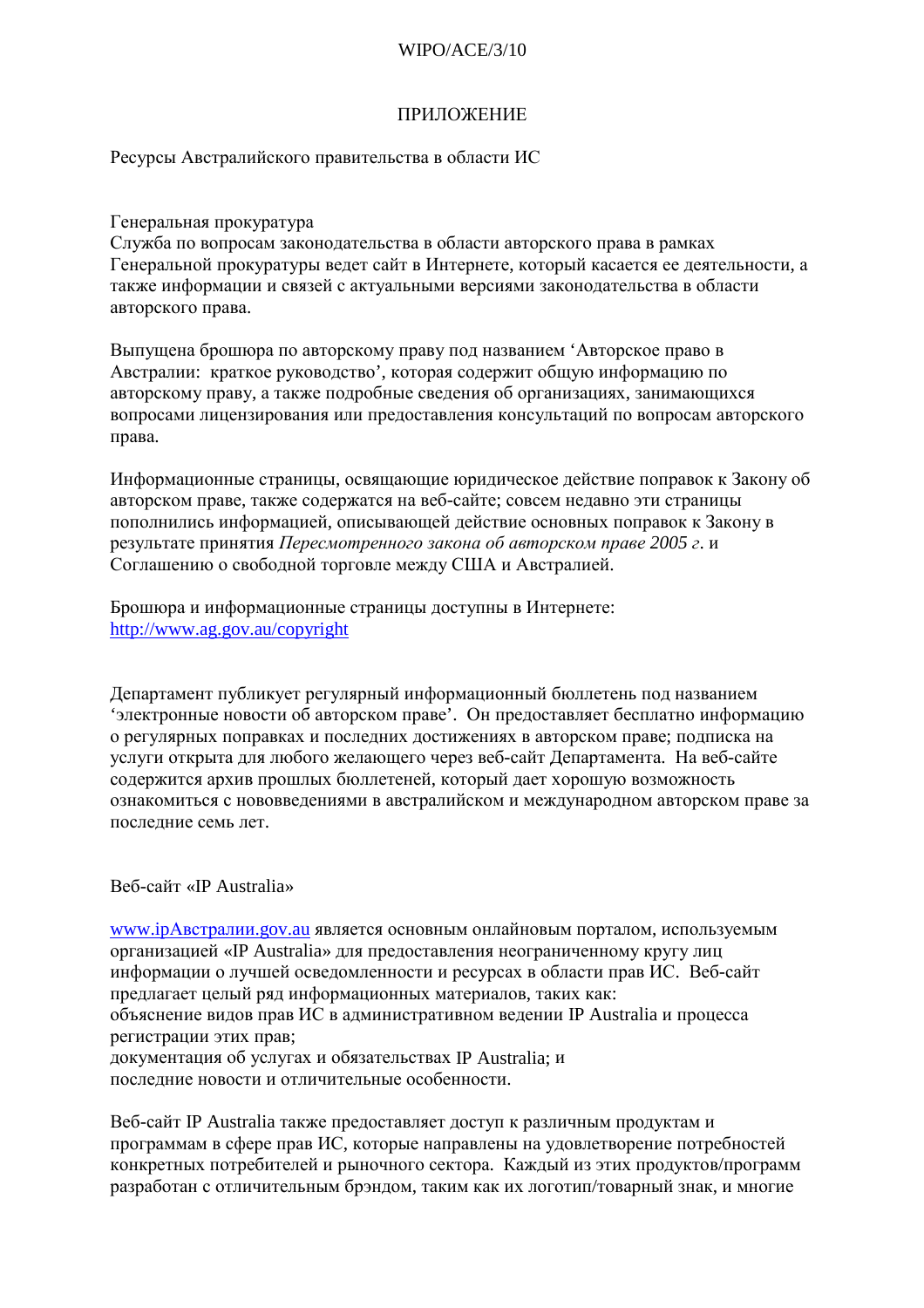## ПРИЛОЖЕНИЕ

Ресурсы Австралийского правительства в области ИС

Генеральная прокуратура
Служба по вопросам законодательства в области авторского права в рамках Генеральной прокуратуры ведет сайт в Интернете, который касается ее деятельности, а также информации и связей с актуальными версиями законодательства в области авторского права.

Выпущена брошюра по авторскому праву под названием 'Авторское право в Австралии: краткое руководство', которая содержит общую информацию по авторскому праву, а также подробные сведения об организациях, занимающихся вопросами лицензирования или предоставления консультаций по вопросам авторского права.

Информационные страницы, освящающие юридическое действие поправок к Закону об авторском праве, также содержатся на веб-сайте; совсем недавно эти страницы пополнились информацией, описывающей действие основных поправок к Закону в результате принятия *Пересмотренного закона об авторском праве 2005 г.* и Соглашению о свободной торговле между США и Австралией.

Брошюра и информационные страницы доступны в Интернете:
http://www.ag.gov.au/copyright

Департамент публикует регулярный информационный бюллетень под названием 'электронные новости об авторском праве'. Он предоставляет бесплатно информацию о регулярных поправках и последних достижениях в авторском праве; подписка на услуги открыта для любого желающего через веб-сайт Департамента. На веб-сайте содержится архив прошлых бюллетеней, который дает хорошую возможность ознакомиться с нововведениями в австралийском и международном авторском праве за последние семь лет.

Веб-сайт «IP Australia»

www.ipАвстралии.gov.au является основным онлайновым порталом, используемым организацией «IP Australia» для предоставления неограниченному кругу лиц информации о лучшей осведомленности и ресурсах в области прав ИС. Веб-сайт предлагает целый ряд информационных материалов, таких как:
объяснение видов прав ИС в административном ведении IP Australia и процесса регистрации этих прав;
документация об услугах и обязательствах IP Australia; и
последние новости и отличительные особенности.

Веб-сайт IP Australia также предоставляет доступ к различным продуктам и программам в сфере прав ИС, которые направлены на удовлетворение потребностей конкретных потребителей и рыночного сектора. Каждый из этих продуктов/программ разработан с отличительным брэндом, таким как их логотип/товарный знак, и многие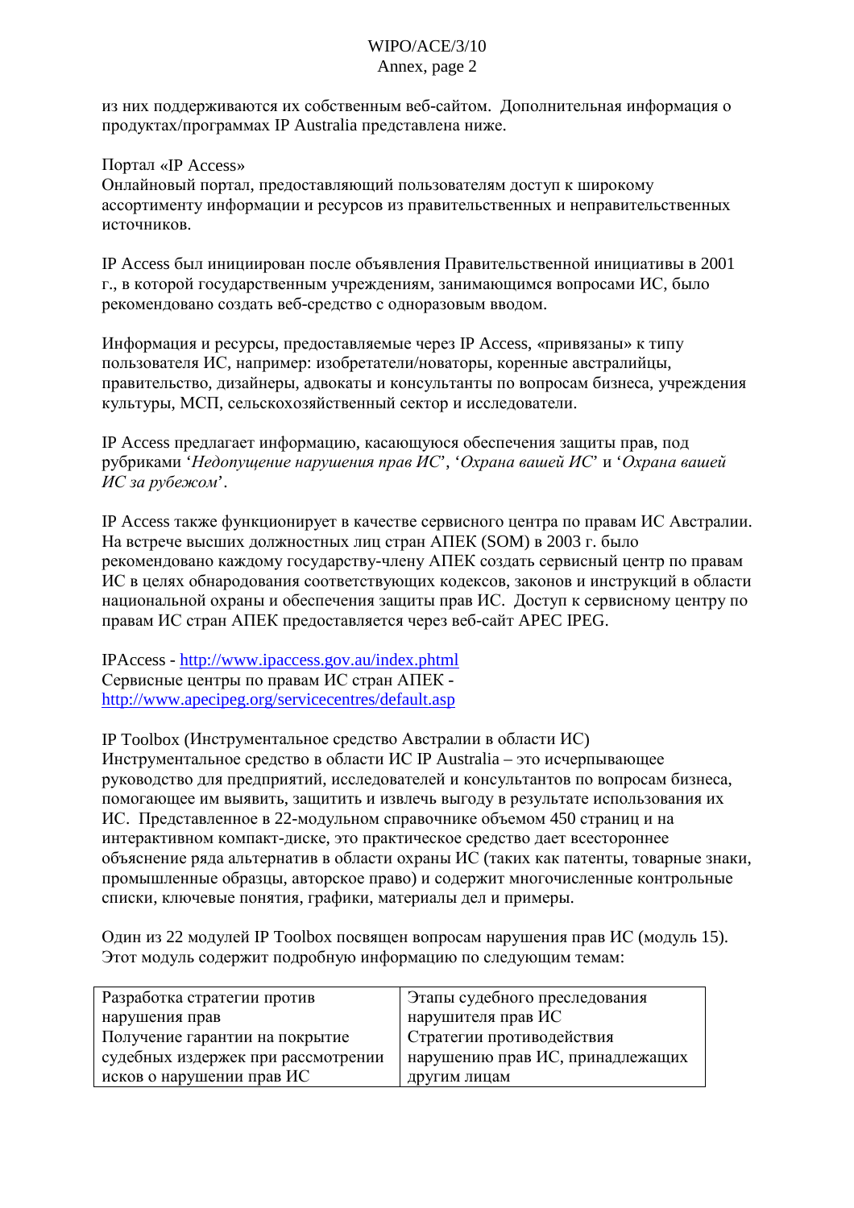из них поддерживаются их собственным веб-сайтом. Дополнительная информация о продуктах/программах IP Australia представлена ниже.

Портал «IP Access»
Онлайновый портал, предоставляющий пользователям доступ к широкому ассортименту информации и ресурсов из правительственных и неправительственных источников.

IP Access был инициирован после объявления Правительственной инициативы в 2001 г., в которой государственным учреждениям, занимающимся вопросами ИС, было рекомендовано создать веб-средство с одноразовым вводом.

Информация и ресурсы, предоставляемые через IP Access, «привязаны» к типу пользователя ИС, например: изобретатели/новаторы, коренные австралийцы, правительство, дизайнеры, адвокаты и консультанты по вопросам бизнеса, учреждения культуры, МСП, сельскохозяйственный сектор и исследователи.

IP Access предлагает информацию, касающуюся обеспечения защиты прав, под рубриками '*Недопущение нарушения прав ИС*', '*Охрана вашей ИС*' и '*Охрана вашей ИС за рубежом*'.

IP Access также функционирует в качестве сервисного центра по правам ИС Австралии. На встрече высших должностных лиц стран АПЕК (SOM) в 2003 г. было рекомендовано каждому государству-члену АПЕК создать сервисный центр по правам ИС в целях обнародования соответствующих кодексов, законов и инструкций в области национальной охраны и обеспечения защиты прав ИС. Доступ к сервисному центру по правам ИС стран АПЕК предоставляется через веб-сайт APEC IPEG.

IPAccess - http://www.ipaccess.gov.au/index.phtml
Сервисные центры по правам ИС стран АПЕК - http://www.apecipeg.org/servicecentres/default.asp

IP Toolbox (Инструментальное средство Австралии в области ИС)
Инструментальное средство в области ИС IP Australia – это исчерпывающее руководство для предприятий, исследователей и консультантов по вопросам бизнеса, помогающее им выявить, защитить и извлечь выгоду в результате использования их ИС. Представленное в 22-модульном справочнике объемом 450 страниц и на интерактивном компакт-диске, это практическое средство дает всестороннее объяснение ряда альтернатив в области охраны ИС (таких как патенты, товарные знаки, промышленные образцы, авторское право) и содержит многочисленные контрольные списки, ключевые понятия, графики, материалы дел и примеры.

Один из 22 модулей IP Toolbox посвящен вопросам нарушения прав ИС (модуль 15). Этот модуль содержит подробную информацию по следующим темам:

| Разработка стратегии против нарушения прав | Этапы судебного преследования нарушителя прав ИС |
|---|---|
| Получение гарантии на покрытие судебных издержек при рассмотрении исков о нарушении прав ИС | Стратегии противодействия нарушению прав ИС, принадлежащих другим лицам |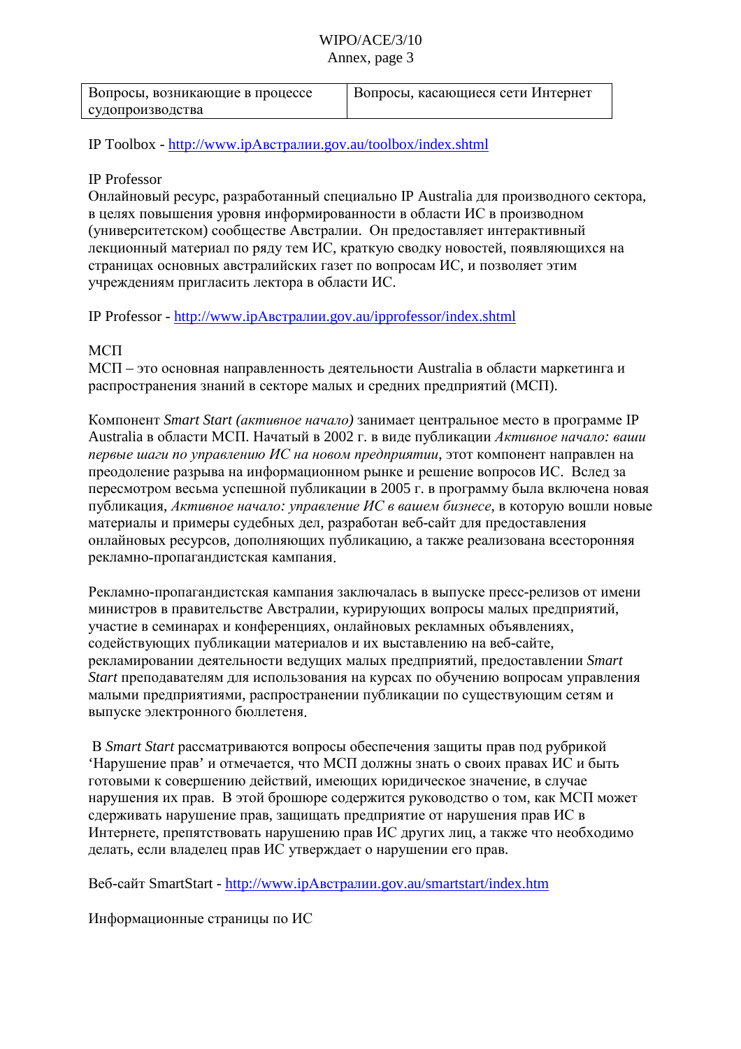| Вопросы, возникающие в процессе судопроизводства | Вопросы, касающиеся сети Интернет |
|---|---|

IP Toolbox - http://www.ipАвстралии.gov.au/toolbox/index.shtml

IP Professor
Онлайновый ресурс, разработанный специально IP Australia для производного сектора, в целях повышения уровня информированности в области ИС в производном (университетском) сообществе Австралии. Он предоставляет интерактивный лекционный материал по ряду тем ИС, краткую сводку новостей, появляющихся на страницах основных австралийских газет по вопросам ИС, и позволяет этим учреждениям пригласить лектора в области ИС.

IP Professor - http://www.ipАвстралии.gov.au/ipprofessor/index.shtml

МСП
МСП – это основная направленность деятельности Australia в области маркетинга и распространения знаний в секторе малых и средних предприятий (МСП).

Компонент *Smart Start (активное начало)* занимает центральное место в программе IP Australia в области МСП. Начатый в 2002 г. в виде публикации *Активное начало: ваши первые шаги по управлению ИС на новом предприятии*, этот компонент направлен на преодоление разрыва на информационном рынке и решение вопросов ИС. Вслед за пересмотром весьма успешной публикации в 2005 г. в программу была включена новая публикация, *Активное начало: управление ИС в вашем бизнесе*, в которую вошли новые материалы и примеры судебных дел, разработан веб-сайт для предоставления онлайновых ресурсов, дополняющих публикацию, а также реализована всесторонняя рекламно-пропагандистская кампания.

Рекламно-пропагандистская кампания заключалась в выпуске пресс-релизов от имени министров в правительстве Австралии, курирующих вопросы малых предприятий, участие в семинарах и конференциях, онлайновых рекламных объявлениях, содействующих публикации материалов и их выставлению на веб-сайте, рекламировании деятельности ведущих малых предприятий, предоставлении *Smart Start* преподавателям для использования на курсах по обучению вопросам управления малыми предприятиями, распространении публикации по существующим сетям и выпуске электронного бюллетеня.

В *Smart Start* рассматриваются вопросы обеспечения защиты прав под рубрикой 'Нарушение прав' и отмечается, что МСП должны знать о своих правах ИС и быть готовыми к совершению действий, имеющих юридическое значение, в случае нарушения их прав. В этой брошюре содержится руководство о том, как МСП может сдерживать нарушение прав, защищать предприятие от нарушения прав ИС в Интернете, препятствовать нарушению прав ИС других лиц, а также что необходимо делать, если владелец прав ИС утверждает о нарушении его прав.

Веб-сайт SmartStart - http://www.ipАвстралии.gov.au/smartstart/index.htm

Информационные страницы по ИС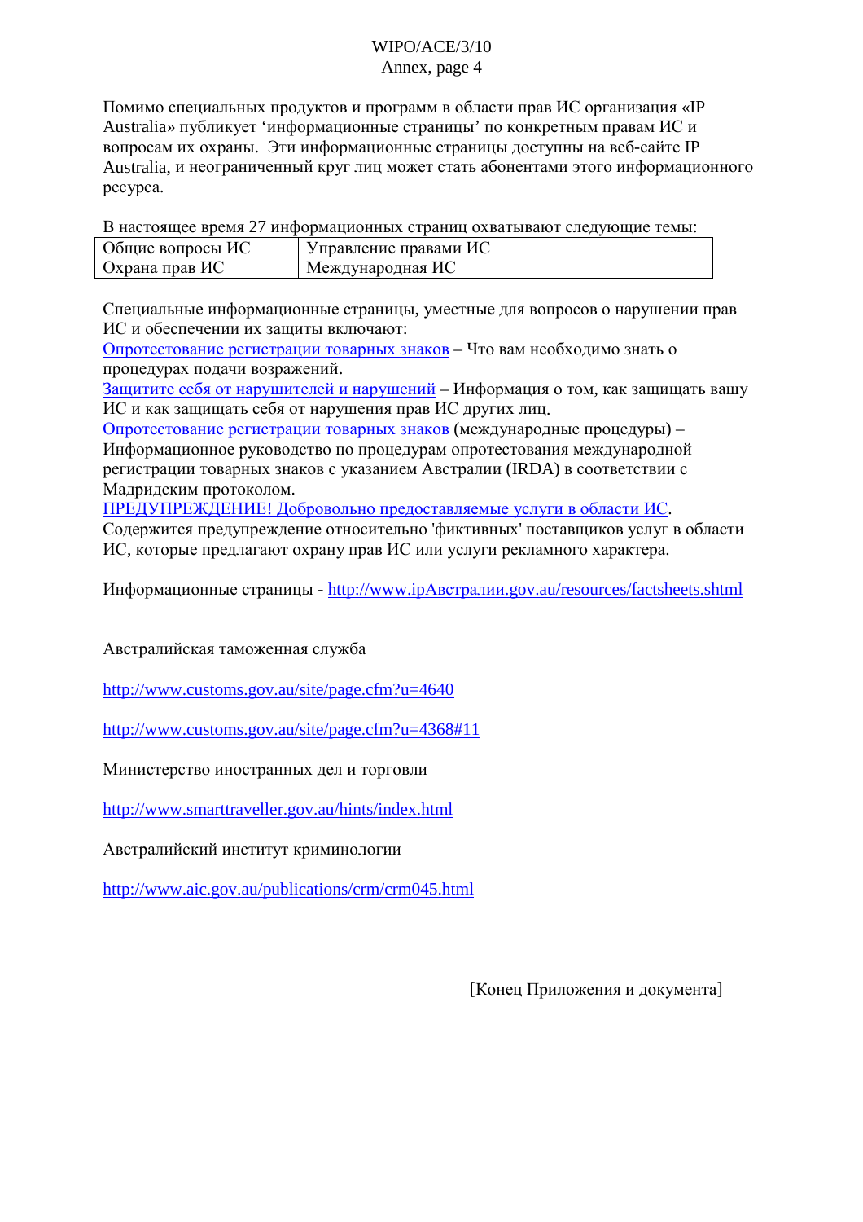Помимо специальных продуктов и программ в области прав ИС организация «IP Australia» публикует ‘информационные страницы’ по конкретным правам ИС и вопросам их охраны. Эти информационные страницы доступны на веб-сайте IP Australia, и неограниченный круг лиц может стать абонентами этого информационного ресурса.

В настоящее время 27 информационных страниц охватывают следующие темы:

| | |
|---|---|
| Общие вопросы ИС | Управление правами ИС |
| Охрана прав ИС | Международная ИС |

Специальные информационные страницы, уместные для вопросов о нарушении прав ИС и обеспечении их защиты включают:

Опротестование регистрации товарных знаков – Что вам необходимо знать о процедурах подачи возражений.

Защитите себя от нарушителей и нарушений – Информация о том, как защищать вашу ИС и как защищать себя от нарушения прав ИС других лиц.

Опротестование регистрации товарных знаков (международные процедуры) – Информационное руководство по процедурам опротестования международной регистрации товарных знаков с указанием Австралии (IRDA) в соответствии с Мадридским протоколом.

ПРЕДУПРЕЖДЕНИЕ! Добровольно предоставляемые услуги в области ИС. Содержится предупреждение относительно 'фиктивных' поставщиков услуг в области ИС, которые предлагают охрану прав ИС или услуги рекламного характера.

Информационные страницы - http://www.ipАвстралии.gov.au/resources/factsheets.shtml

Австралийская таможенная служба

http://www.customs.gov.au/site/page.cfm?u=4640

http://www.customs.gov.au/site/page.cfm?u=4368#11

Министерство иностранных дел и торговли

http://www.smarttraveller.gov.au/hints/index.html

Австралийский институт криминологии

http://www.aic.gov.au/publications/crm/crm045.html

[Конец Приложения и документа]